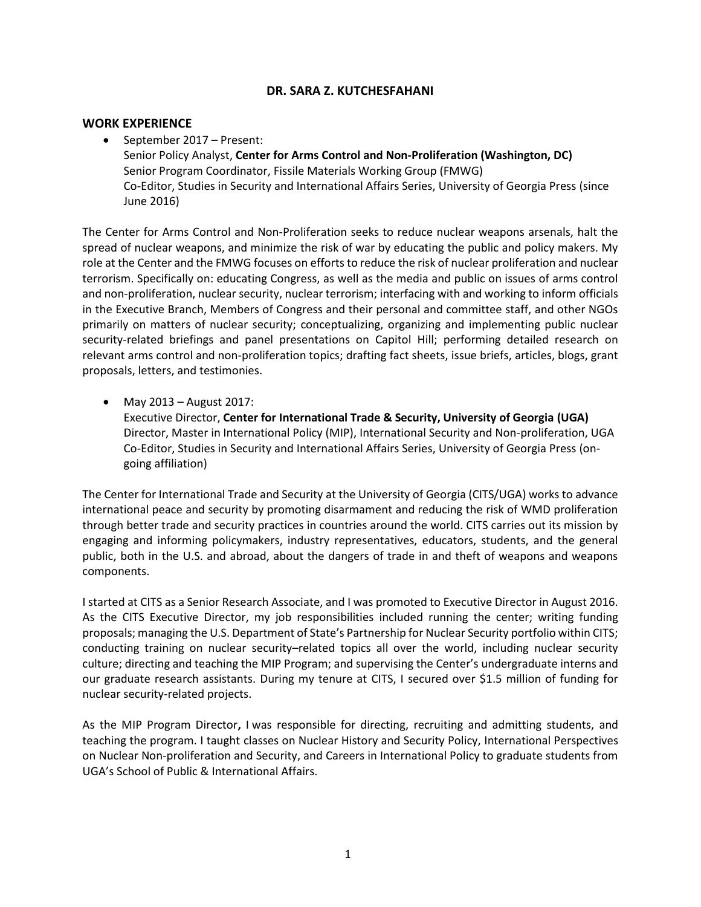# DR. SARA Z. KUTCHESFAHANI

## WORK EXPERIENCE

- September 2017 – Present:
  Senior Policy Analyst, **Center for Arms Control and Non-Proliferation (Washington, DC)**
  Senior Program Coordinator, Fissile Materials Working Group (FMWG)
  Co-Editor, Studies in Security and International Affairs Series, University of Georgia Press (since June 2016)

The Center for Arms Control and Non-Proliferation seeks to reduce nuclear weapons arsenals, halt the spread of nuclear weapons, and minimize the risk of war by educating the public and policy makers. My role at the Center and the FMWG focuses on efforts to reduce the risk of nuclear proliferation and nuclear terrorism. Specifically on: educating Congress, as well as the media and public on issues of arms control and non-proliferation, nuclear security, nuclear terrorism; interfacing with and working to inform officials in the Executive Branch, Members of Congress and their personal and committee staff, and other NGOs primarily on matters of nuclear security; conceptualizing, organizing and implementing public nuclear security-related briefings and panel presentations on Capitol Hill; performing detailed research on relevant arms control and non-proliferation topics; drafting fact sheets, issue briefs, articles, blogs, grant proposals, letters, and testimonies.

- May 2013 – August 2017:
  Executive Director, **Center for International Trade & Security, University of Georgia (UGA)**
  Director, Master in International Policy (MIP), International Security and Non-proliferation, UGA
  Co-Editor, Studies in Security and International Affairs Series, University of Georgia Press (on-going affiliation)

The Center for International Trade and Security at the University of Georgia (CITS/UGA) works to advance international peace and security by promoting disarmament and reducing the risk of WMD proliferation through better trade and security practices in countries around the world. CITS carries out its mission by engaging and informing policymakers, industry representatives, educators, students, and the general public, both in the U.S. and abroad, about the dangers of trade in and theft of weapons and weapons components.

I started at CITS as a Senior Research Associate, and I was promoted to Executive Director in August 2016. As the CITS Executive Director, my job responsibilities included running the center; writing funding proposals; managing the U.S. Department of State's Partnership for Nuclear Security portfolio within CITS; conducting training on nuclear security–related topics all over the world, including nuclear security culture; directing and teaching the MIP Program; and supervising the Center's undergraduate interns and our graduate research assistants. During my tenure at CITS, I secured over $1.5 million of funding for nuclear security-related projects.

As the MIP Program Director**,** I was responsible for directing, recruiting and admitting students, and teaching the program. I taught classes on Nuclear History and Security Policy, International Perspectives on Nuclear Non-proliferation and Security, and Careers in International Policy to graduate students from UGA's School of Public & International Affairs.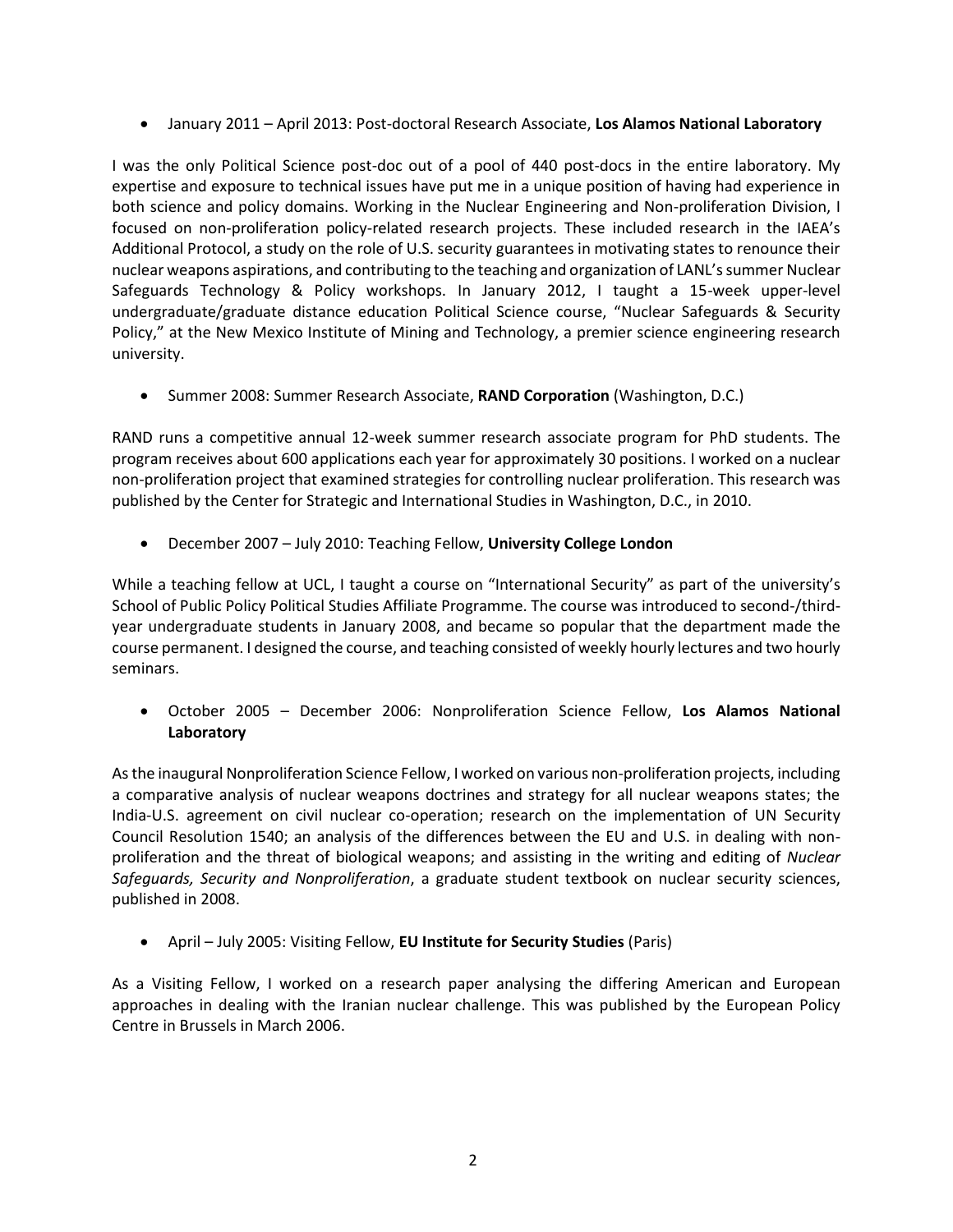- January 2011 – April 2013: Post-doctoral Research Associate, **Los Alamos National Laboratory**

I was the only Political Science post-doc out of a pool of 440 post-docs in the entire laboratory. My expertise and exposure to technical issues have put me in a unique position of having had experience in both science and policy domains. Working in the Nuclear Engineering and Non-proliferation Division, I focused on non-proliferation policy-related research projects. These included research in the IAEA's Additional Protocol, a study on the role of U.S. security guarantees in motivating states to renounce their nuclear weapons aspirations, and contributing to the teaching and organization of LANL's summer Nuclear Safeguards Technology & Policy workshops. In January 2012, I taught a 15-week upper-level undergraduate/graduate distance education Political Science course, "Nuclear Safeguards & Security Policy," at the New Mexico Institute of Mining and Technology, a premier science engineering research university.

- Summer 2008: Summer Research Associate, **RAND Corporation** (Washington, D.C.)

RAND runs a competitive annual 12-week summer research associate program for PhD students. The program receives about 600 applications each year for approximately 30 positions. I worked on a nuclear non-proliferation project that examined strategies for controlling nuclear proliferation. This research was published by the Center for Strategic and International Studies in Washington, D.C., in 2010.

- December 2007 – July 2010: Teaching Fellow, **University College London**

While a teaching fellow at UCL, I taught a course on "International Security" as part of the university's School of Public Policy Political Studies Affiliate Programme. The course was introduced to second-/third-year undergraduate students in January 2008, and became so popular that the department made the course permanent. I designed the course, and teaching consisted of weekly hourly lectures and two hourly seminars.

- October 2005 – December 2006: Nonproliferation Science Fellow, **Los Alamos National Laboratory**

As the inaugural Nonproliferation Science Fellow, I worked on various non-proliferation projects, including a comparative analysis of nuclear weapons doctrines and strategy for all nuclear weapons states; the India-U.S. agreement on civil nuclear co-operation; research on the implementation of UN Security Council Resolution 1540; an analysis of the differences between the EU and U.S. in dealing with non-proliferation and the threat of biological weapons; and assisting in the writing and editing of *Nuclear Safeguards, Security and Nonproliferation*, a graduate student textbook on nuclear security sciences, published in 2008.

- April – July 2005: Visiting Fellow, **EU Institute for Security Studies** (Paris)

As a Visiting Fellow, I worked on a research paper analysing the differing American and European approaches in dealing with the Iranian nuclear challenge. This was published by the European Policy Centre in Brussels in March 2006.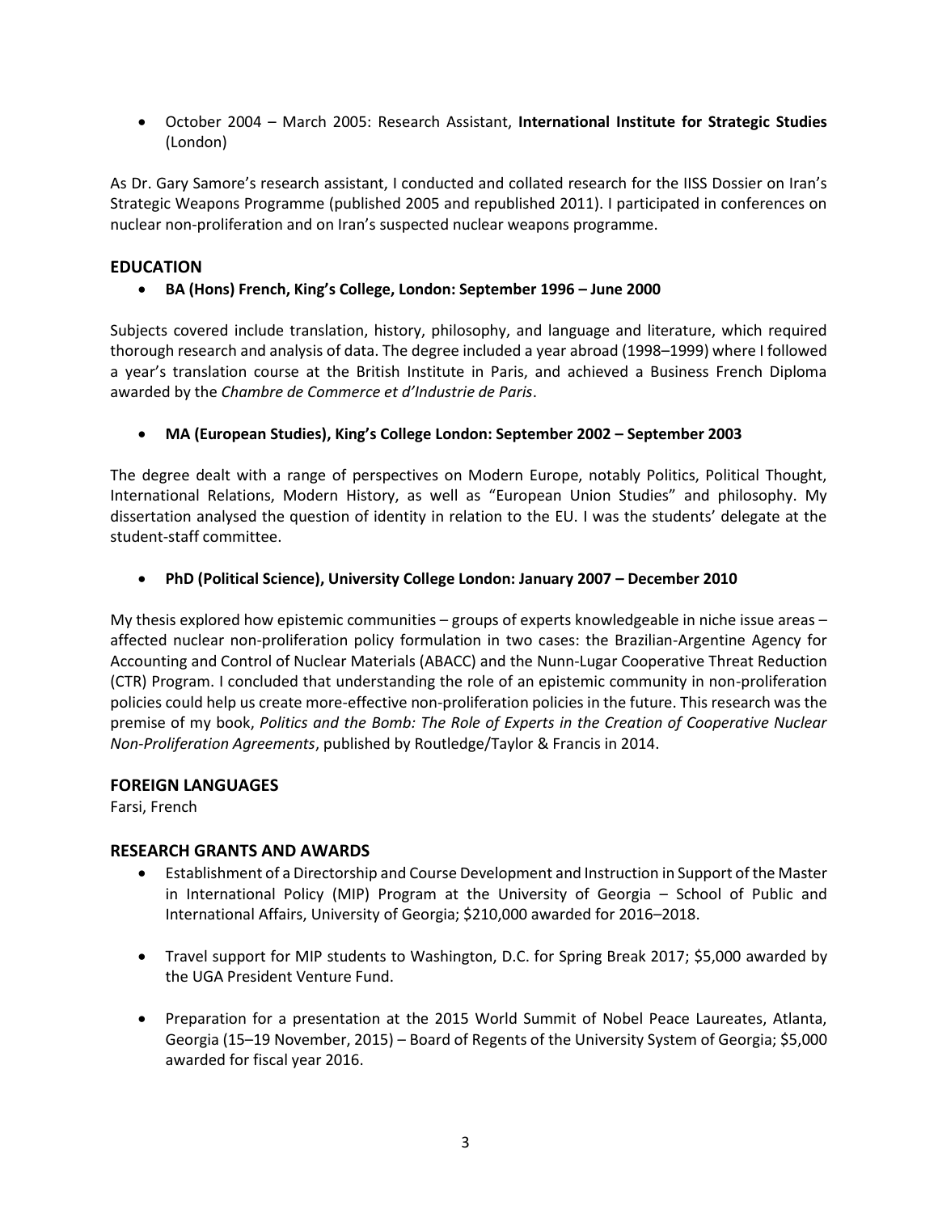- October 2004 – March 2005: Research Assistant, **International Institute for Strategic Studies** (London)

As Dr. Gary Samore's research assistant, I conducted and collated research for the IISS Dossier on Iran's Strategic Weapons Programme (published 2005 and republished 2011). I participated in conferences on nuclear non-proliferation and on Iran's suspected nuclear weapons programme.

## EDUCATION

- **BA (Hons) French, King's College, London: September 1996 – June 2000**

Subjects covered include translation, history, philosophy, and language and literature, which required thorough research and analysis of data. The degree included a year abroad (1998–1999) where I followed a year's translation course at the British Institute in Paris, and achieved a Business French Diploma awarded by the *Chambre de Commerce et d'Industrie de Paris*.

- **MA (European Studies), King's College London: September 2002 – September 2003**

The degree dealt with a range of perspectives on Modern Europe, notably Politics, Political Thought, International Relations, Modern History, as well as "European Union Studies" and philosophy. My dissertation analysed the question of identity in relation to the EU. I was the students' delegate at the student-staff committee.

- **PhD (Political Science), University College London: January 2007 – December 2010**

My thesis explored how epistemic communities – groups of experts knowledgeable in niche issue areas – affected nuclear non-proliferation policy formulation in two cases: the Brazilian-Argentine Agency for Accounting and Control of Nuclear Materials (ABACC) and the Nunn-Lugar Cooperative Threat Reduction (CTR) Program. I concluded that understanding the role of an epistemic community in non-proliferation policies could help us create more-effective non-proliferation policies in the future. This research was the premise of my book, *Politics and the Bomb: The Role of Experts in the Creation of Cooperative Nuclear Non-Proliferation Agreements*, published by Routledge/Taylor & Francis in 2014.

## FOREIGN LANGUAGES

Farsi, French

## RESEARCH GRANTS AND AWARDS

- Establishment of a Directorship and Course Development and Instruction in Support of the Master in International Policy (MIP) Program at the University of Georgia – School of Public and International Affairs, University of Georgia; $210,000 awarded for 2016–2018.

- Travel support for MIP students to Washington, D.C. for Spring Break 2017; $5,000 awarded by the UGA President Venture Fund.

- Preparation for a presentation at the 2015 World Summit of Nobel Peace Laureates, Atlanta, Georgia (15–19 November, 2015) – Board of Regents of the University System of Georgia; $5,000 awarded for fiscal year 2016.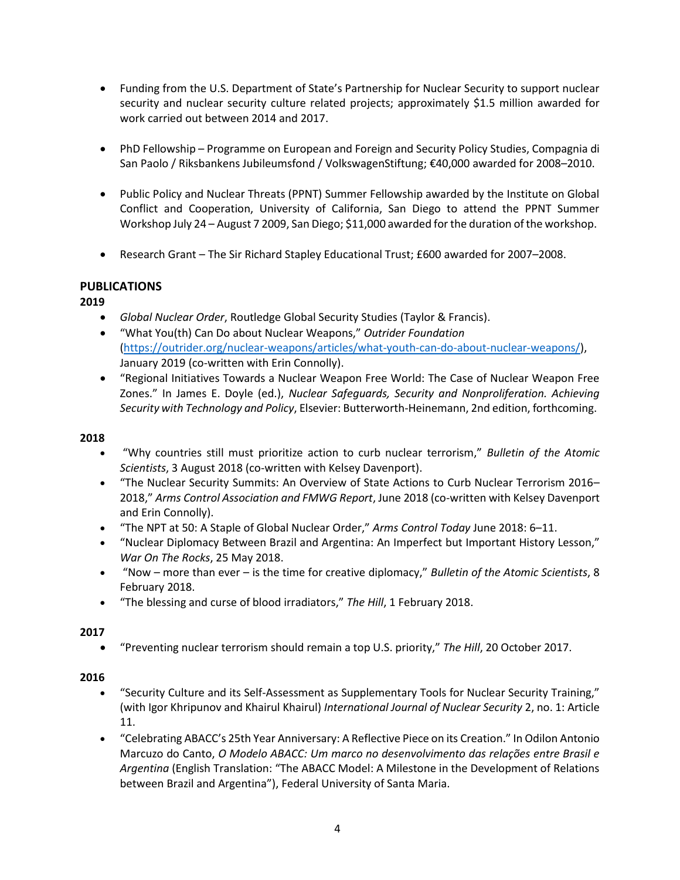- Funding from the U.S. Department of State's Partnership for Nuclear Security to support nuclear security and nuclear security culture related projects; approximately $1.5 million awarded for work carried out between 2014 and 2017.

- PhD Fellowship – Programme on European and Foreign and Security Policy Studies, Compagnia di San Paolo / Riksbankens Jubileumsfond / VolkswagenStiftung; €40,000 awarded for 2008–2010.

- Public Policy and Nuclear Threats (PPNT) Summer Fellowship awarded by the Institute on Global Conflict and Cooperation, University of California, San Diego to attend the PPNT Summer Workshop July 24 – August 7 2009, San Diego; $11,000 awarded for the duration of the workshop.

- Research Grant – The Sir Richard Stapley Educational Trust; £600 awarded for 2007–2008.

## PUBLICATIONS

**2019**

- *Global Nuclear Order*, Routledge Global Security Studies (Taylor & Francis).
- "What You(th) Can Do about Nuclear Weapons," *Outrider Foundation* (https://outrider.org/nuclear-weapons/articles/what-youth-can-do-about-nuclear-weapons/), January 2019 (co-written with Erin Connolly).
- "Regional Initiatives Towards a Nuclear Weapon Free World: The Case of Nuclear Weapon Free Zones." In James E. Doyle (ed.), *Nuclear Safeguards, Security and Nonproliferation. Achieving Security with Technology and Policy*, Elsevier: Butterworth-Heinemann, 2nd edition, forthcoming.

**2018**

- "Why countries still must prioritize action to curb nuclear terrorism," *Bulletin of the Atomic Scientists*, 3 August 2018 (co-written with Kelsey Davenport).
- "The Nuclear Security Summits: An Overview of State Actions to Curb Nuclear Terrorism 2016–2018," *Arms Control Association and FMWG Report*, June 2018 (co-written with Kelsey Davenport and Erin Connolly).
- "The NPT at 50: A Staple of Global Nuclear Order," *Arms Control Today* June 2018: 6–11.
- "Nuclear Diplomacy Between Brazil and Argentina: An Imperfect but Important History Lesson," *War On The Rocks*, 25 May 2018.
- "Now – more than ever – is the time for creative diplomacy," *Bulletin of the Atomic Scientists*, 8 February 2018.
- "The blessing and curse of blood irradiators," *The Hill*, 1 February 2018.

**2017**

- "Preventing nuclear terrorism should remain a top U.S. priority," *The Hill*, 20 October 2017.

**2016**

- "Security Culture and its Self-Assessment as Supplementary Tools for Nuclear Security Training," (with Igor Khripunov and Khairul Khairul) *International Journal of Nuclear Security* 2, no. 1: Article 11.
- "Celebrating ABACC's 25th Year Anniversary: A Reflective Piece on its Creation." In Odilon Antonio Marcuzo do Canto, *O Modelo ABACC: Um marco no desenvolvimento das relações entre Brasil e Argentina* (English Translation: "The ABACC Model: A Milestone in the Development of Relations between Brazil and Argentina"), Federal University of Santa Maria.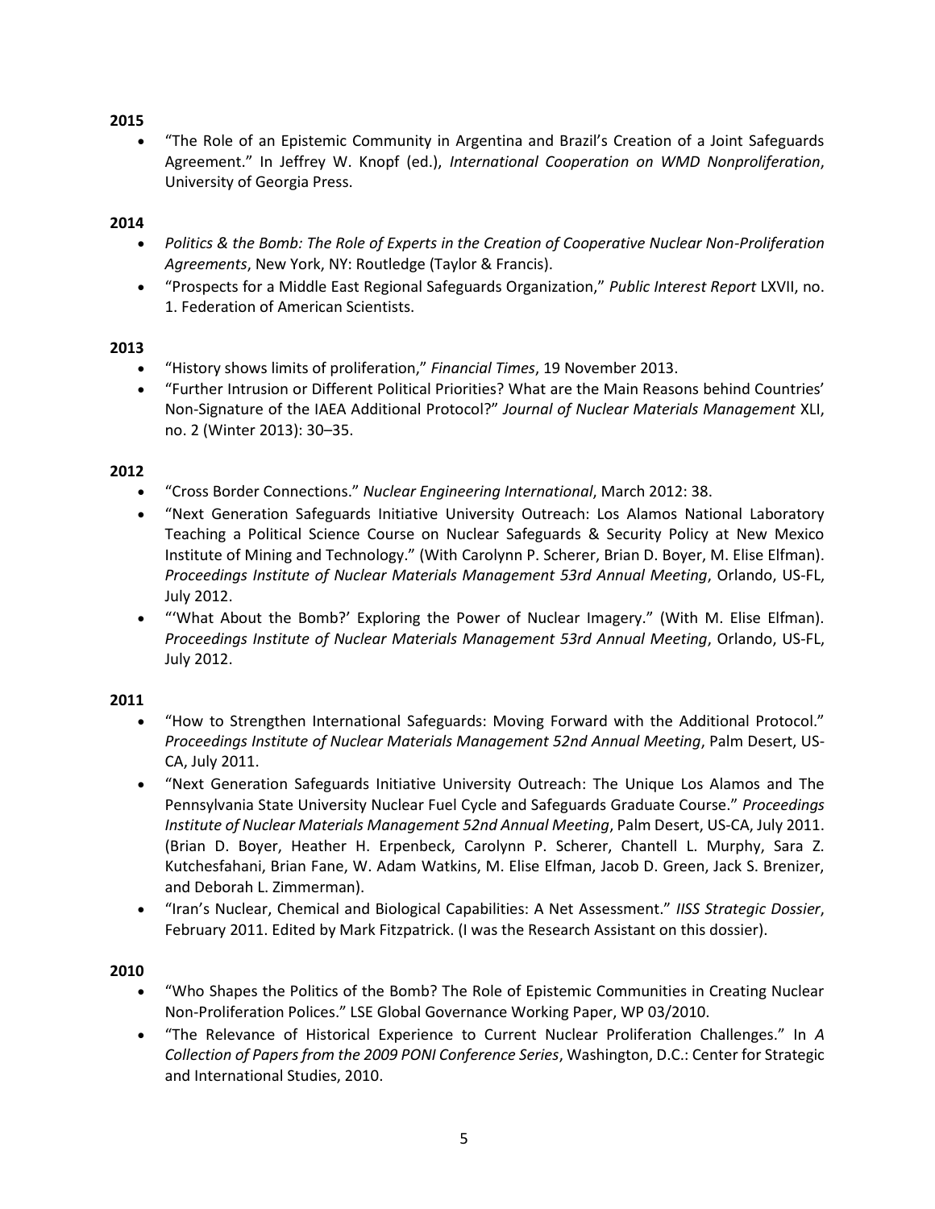**2015**

- "The Role of an Epistemic Community in Argentina and Brazil's Creation of a Joint Safeguards Agreement." In Jeffrey W. Knopf (ed.), *International Cooperation on WMD Nonproliferation*, University of Georgia Press.

**2014**

- *Politics & the Bomb: The Role of Experts in the Creation of Cooperative Nuclear Non-Proliferation Agreements*, New York, NY: Routledge (Taylor & Francis).
- "Prospects for a Middle East Regional Safeguards Organization," *Public Interest Report* LXVII, no. 1. Federation of American Scientists.

**2013**

- "History shows limits of proliferation," *Financial Times*, 19 November 2013.
- "Further Intrusion or Different Political Priorities? What are the Main Reasons behind Countries' Non-Signature of the IAEA Additional Protocol?" *Journal of Nuclear Materials Management* XLI, no. 2 (Winter 2013): 30–35.

**2012**

- "Cross Border Connections." *Nuclear Engineering International*, March 2012: 38.
- "Next Generation Safeguards Initiative University Outreach: Los Alamos National Laboratory Teaching a Political Science Course on Nuclear Safeguards & Security Policy at New Mexico Institute of Mining and Technology." (With Carolynn P. Scherer, Brian D. Boyer, M. Elise Elfman). *Proceedings Institute of Nuclear Materials Management 53rd Annual Meeting*, Orlando, US-FL, July 2012.
- "'What About the Bomb?' Exploring the Power of Nuclear Imagery." (With M. Elise Elfman). *Proceedings Institute of Nuclear Materials Management 53rd Annual Meeting*, Orlando, US-FL, July 2012.

**2011**

- "How to Strengthen International Safeguards: Moving Forward with the Additional Protocol." *Proceedings Institute of Nuclear Materials Management 52nd Annual Meeting*, Palm Desert, US-CA, July 2011.
- "Next Generation Safeguards Initiative University Outreach: The Unique Los Alamos and The Pennsylvania State University Nuclear Fuel Cycle and Safeguards Graduate Course." *Proceedings Institute of Nuclear Materials Management 52nd Annual Meeting*, Palm Desert, US-CA, July 2011. (Brian D. Boyer, Heather H. Erpenbeck, Carolynn P. Scherer, Chantell L. Murphy, Sara Z. Kutchesfahani, Brian Fane, W. Adam Watkins, M. Elise Elfman, Jacob D. Green, Jack S. Brenizer, and Deborah L. Zimmerman).
- "Iran's Nuclear, Chemical and Biological Capabilities: A Net Assessment." *IISS Strategic Dossier*, February 2011. Edited by Mark Fitzpatrick. (I was the Research Assistant on this dossier).

**2010**

- "Who Shapes the Politics of the Bomb? The Role of Epistemic Communities in Creating Nuclear Non-Proliferation Polices." LSE Global Governance Working Paper, WP 03/2010.
- "The Relevance of Historical Experience to Current Nuclear Proliferation Challenges." In *A Collection of Papers from the 2009 PONI Conference Series*, Washington, D.C.: Center for Strategic and International Studies, 2010.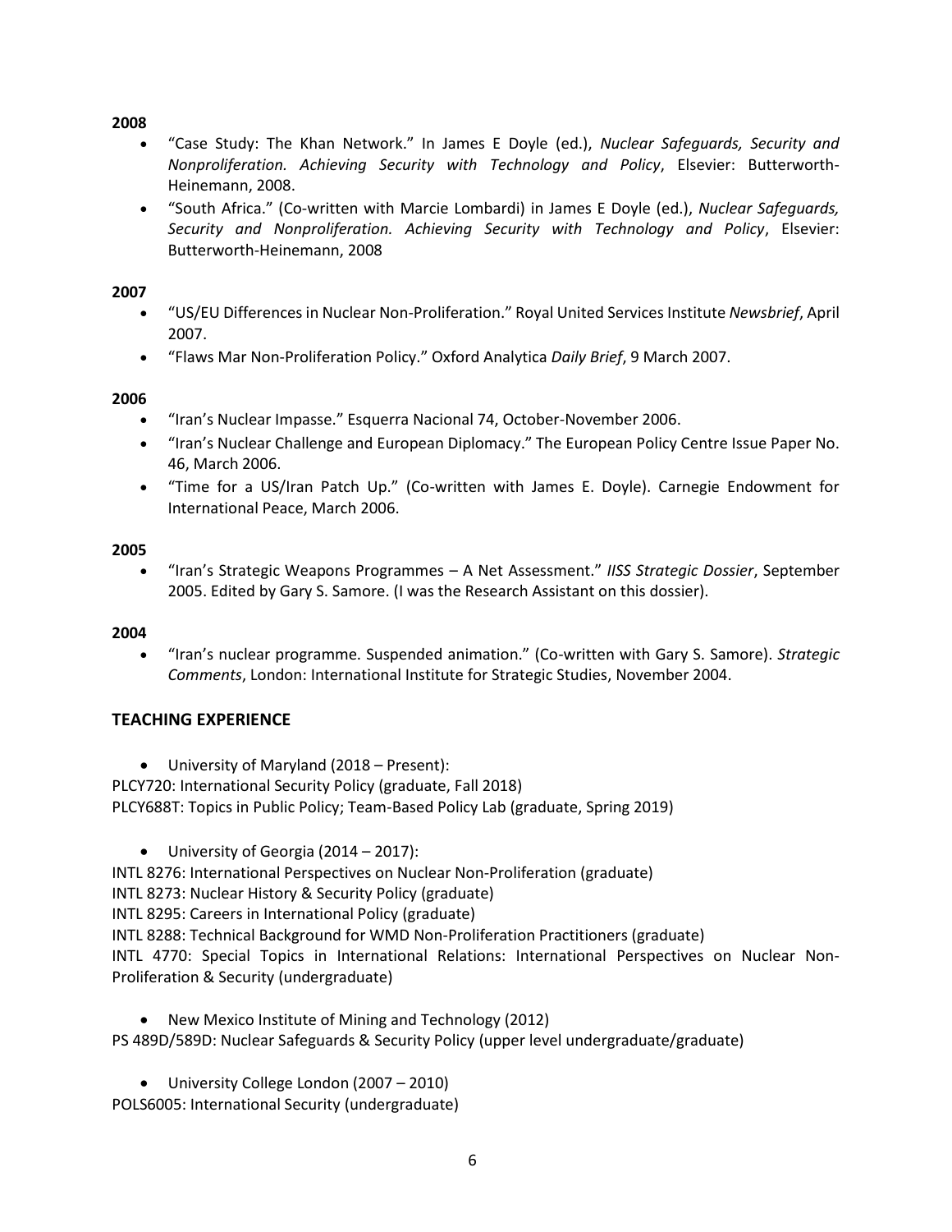**2008**

- "Case Study: The Khan Network." In James E Doyle (ed.), *Nuclear Safeguards, Security and Nonproliferation. Achieving Security with Technology and Policy*, Elsevier: Butterworth-Heinemann, 2008.
- "South Africa." (Co-written with Marcie Lombardi) in James E Doyle (ed.), *Nuclear Safeguards, Security and Nonproliferation. Achieving Security with Technology and Policy*, Elsevier: Butterworth-Heinemann, 2008

**2007**

- "US/EU Differences in Nuclear Non-Proliferation." Royal United Services Institute *Newsbrief*, April 2007.
- "Flaws Mar Non-Proliferation Policy." Oxford Analytica *Daily Brief*, 9 March 2007.

**2006**

- "Iran's Nuclear Impasse." Esquerra Nacional 74, October-November 2006.
- "Iran's Nuclear Challenge and European Diplomacy." The European Policy Centre Issue Paper No. 46, March 2006.
- "Time for a US/Iran Patch Up." (Co-written with James E. Doyle). Carnegie Endowment for International Peace, March 2006.

**2005**

- "Iran's Strategic Weapons Programmes – A Net Assessment." *IISS Strategic Dossier*, September 2005. Edited by Gary S. Samore. (I was the Research Assistant on this dossier).

**2004**

- "Iran's nuclear programme. Suspended animation." (Co-written with Gary S. Samore). *Strategic Comments*, London: International Institute for Strategic Studies, November 2004.

## TEACHING EXPERIENCE

- University of Maryland (2018 – Present):

PLCY720: International Security Policy (graduate, Fall 2018)
PLCY688T: Topics in Public Policy; Team-Based Policy Lab (graduate, Spring 2019)

- University of Georgia (2014 – 2017):

INTL 8276: International Perspectives on Nuclear Non-Proliferation (graduate)
INTL 8273: Nuclear History & Security Policy (graduate)
INTL 8295: Careers in International Policy (graduate)
INTL 8288: Technical Background for WMD Non-Proliferation Practitioners (graduate)
INTL 4770: Special Topics in International Relations: International Perspectives on Nuclear Non-Proliferation & Security (undergraduate)

- New Mexico Institute of Mining and Technology (2012)

PS 489D/589D: Nuclear Safeguards & Security Policy (upper level undergraduate/graduate)

- University College London (2007 – 2010)

POLS6005: International Security (undergraduate)